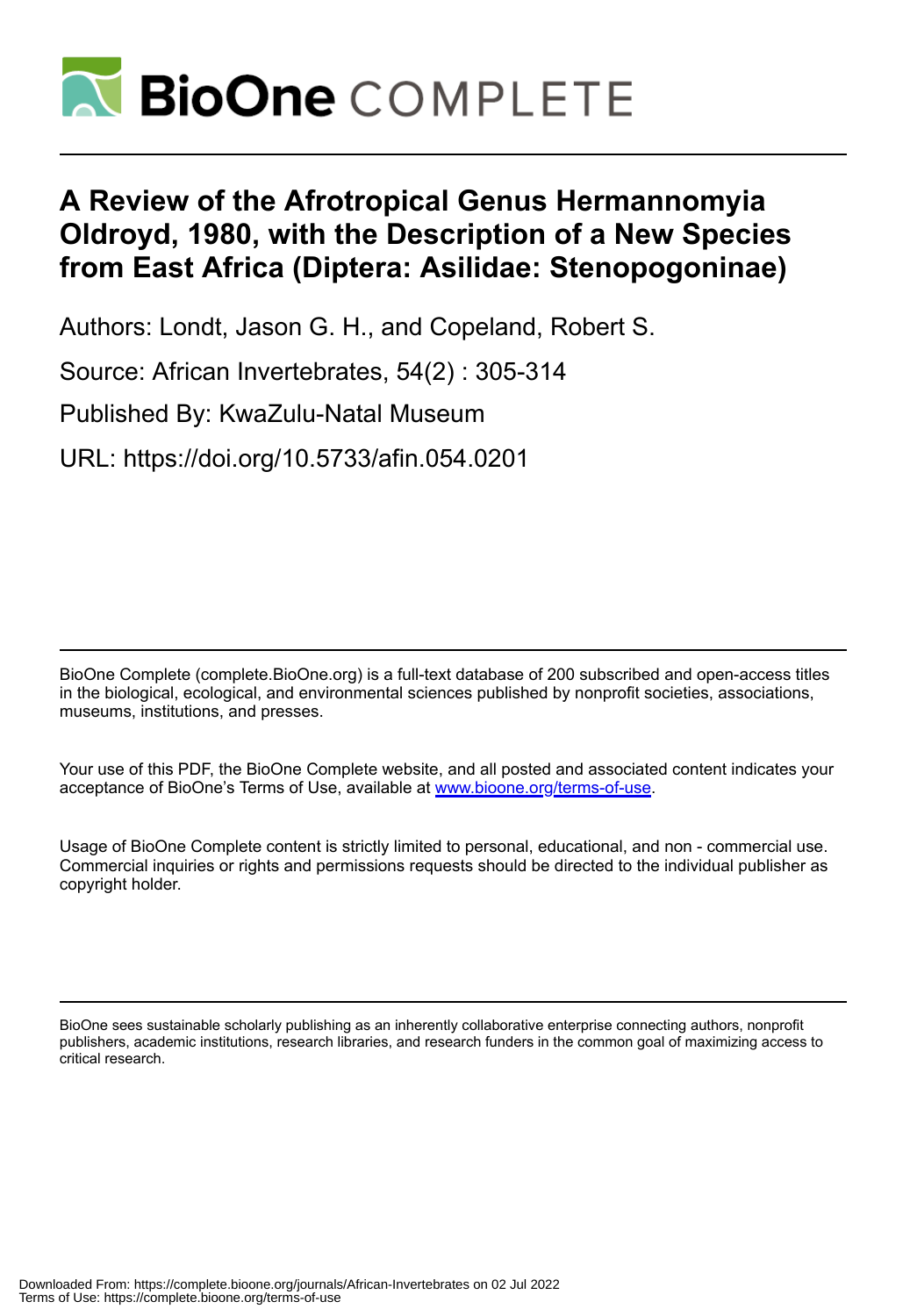# A Review of the Afrotropical Genus Hermannomyia Oldroyd, 1980, with the Description of a New Species from East Africa (Diptera: Asilidae: Stenopogoninae)

Authors: Londt, Jason G. H., and Copeland, Robert S.

Source: African Invertebrates, 54(2) : 305-314

Published By: KwaZulu-Natal Museum

URL: https://doi.org/10.5733/afin.054.0201

BioOne Complete (complete.BioOne.org) is a full-text database of 200 subscribed and open-access titles in the biological, ecological, and environmental sciences published by nonprofit societies, associations, museums, institutions, and presses.

Your use of this PDF, the BioOne Complete website, and all posted and associated content indicates your acceptance of BioOne's Terms of Use, available at www.bioone.org/terms-of-use.

Usage of BioOne Complete content is strictly limited to personal, educational, and non - commercial use. Commercial inquiries or rights and permissions requests should be directed to the individual publisher as copyright holder.

BioOne sees sustainable scholarly publishing as an inherently collaborative enterprise connecting authors, nonprofit publishers, academic institutions, research libraries, and research funders in the common goal of maximizing access to critical research.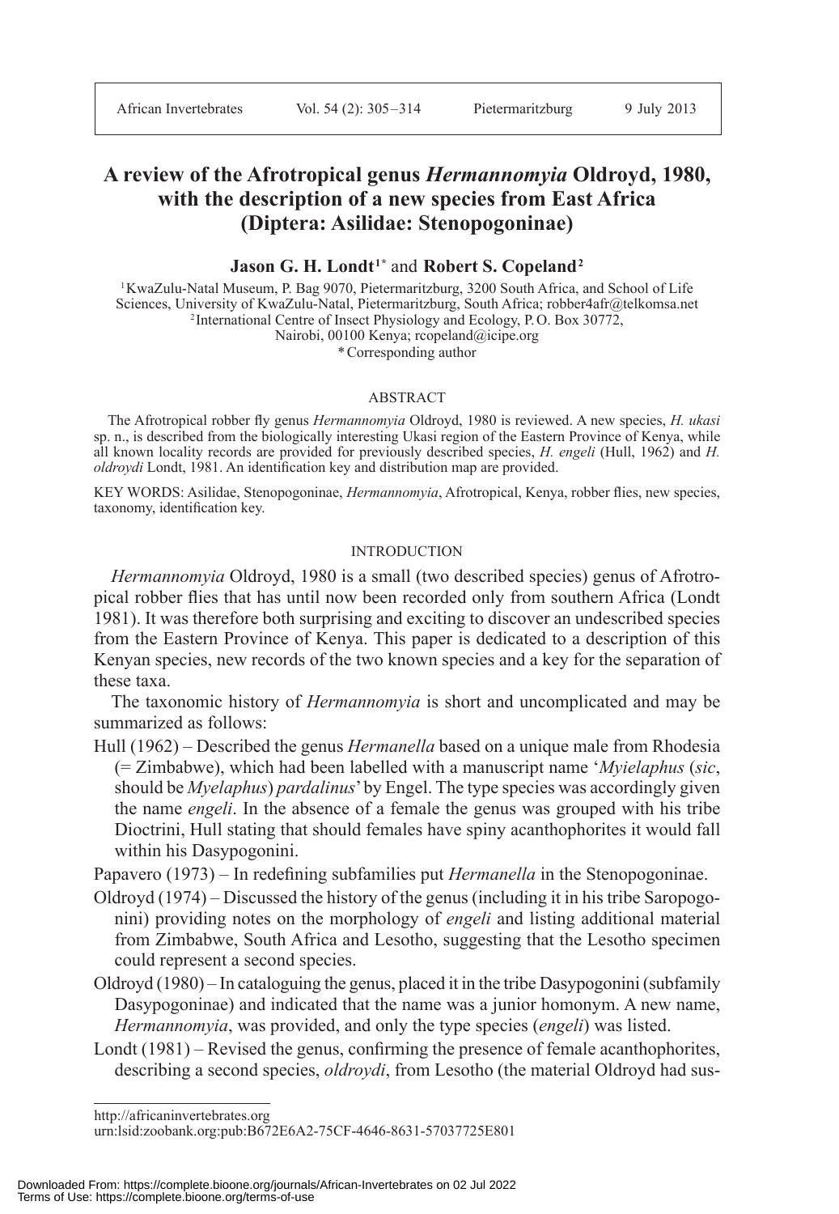# A review of the Afrotropical genus *Hermannomyia* Oldroyd, 1980, with the description of a new species from East Africa (Diptera: Asilidae: Stenopogoninae)

**Jason G. H. Londt**[1*] and **Robert S. Copeland**[2]

[1]KwaZulu-Natal Museum, P. Bag 9070, Pietermaritzburg, 3200 South Africa, and School of Life Sciences, University of KwaZulu-Natal, Pietermaritzburg, South Africa; robber4afr@telkomsa.net
[2]International Centre of Insect Physiology and Ecology, P.O. Box 30772, Nairobi, 00100 Kenya; rcopeland@icipe.org
*Corresponding author

## ABSTRACT

The Afrotropical robber fly genus *Hermannomyia* Oldroyd, 1980 is reviewed. A new species, *H. ukasi* sp. n., is described from the biologically interesting Ukasi region of the Eastern Province of Kenya, while all known locality records are provided for previously described species, *H. engeli* (Hull, 1962) and *H. oldroydi* Londt, 1981. An identification key and distribution map are provided.

KEY WORDS: Asilidae, Stenopogoninae, *Hermannomyia*, Afrotropical, Kenya, robber flies, new species, taxonomy, identification key.

## INTRODUCTION

*Hermannomyia* Oldroyd, 1980 is a small (two described species) genus of Afrotropical robber flies that has until now been recorded only from southern Africa (Londt 1981). It was therefore both surprising and exciting to discover an undescribed species from the Eastern Province of Kenya. This paper is dedicated to a description of this Kenyan species, new records of the two known species and a key for the separation of these taxa.

The taxonomic history of *Hermannomyia* is short and uncomplicated and may be summarized as follows:

Hull (1962) – Described the genus *Hermanella* based on a unique male from Rhodesia (= Zimbabwe), which had been labelled with a manuscript name '*Myielaphus* (*sic*, should be *Myelaphus*) *pardalinus*' by Engel. The type species was accordingly given the name *engeli*. In the absence of a female the genus was grouped with his tribe Dioctrini, Hull stating that should females have spiny acanthophorites it would fall within his Dasypogonini.

Papavero (1973) – In redefining subfamilies put *Hermanella* in the Stenopogoninae.

Oldroyd (1974) – Discussed the history of the genus (including it in his tribe Saropogonini) providing notes on the morphology of *engeli* and listing additional material from Zimbabwe, South Africa and Lesotho, suggesting that the Lesotho specimen could represent a second species.

Oldroyd (1980) – In cataloguing the genus, placed it in the tribe Dasypogonini (subfamily Dasypogoninae) and indicated that the name was a junior homonym. A new name, *Hermannomyia*, was provided, and only the type species (*engeli*) was listed.

Londt (1981) – Revised the genus, confirming the presence of female acanthophorites, describing a second species, *oldroydi*, from Lesotho (the material Oldroyd had sus-

http://africaninvertebrates.org
urn:lsid:zoobank.org:pub:B672E6A2-75CF-4646-8631-57037725E801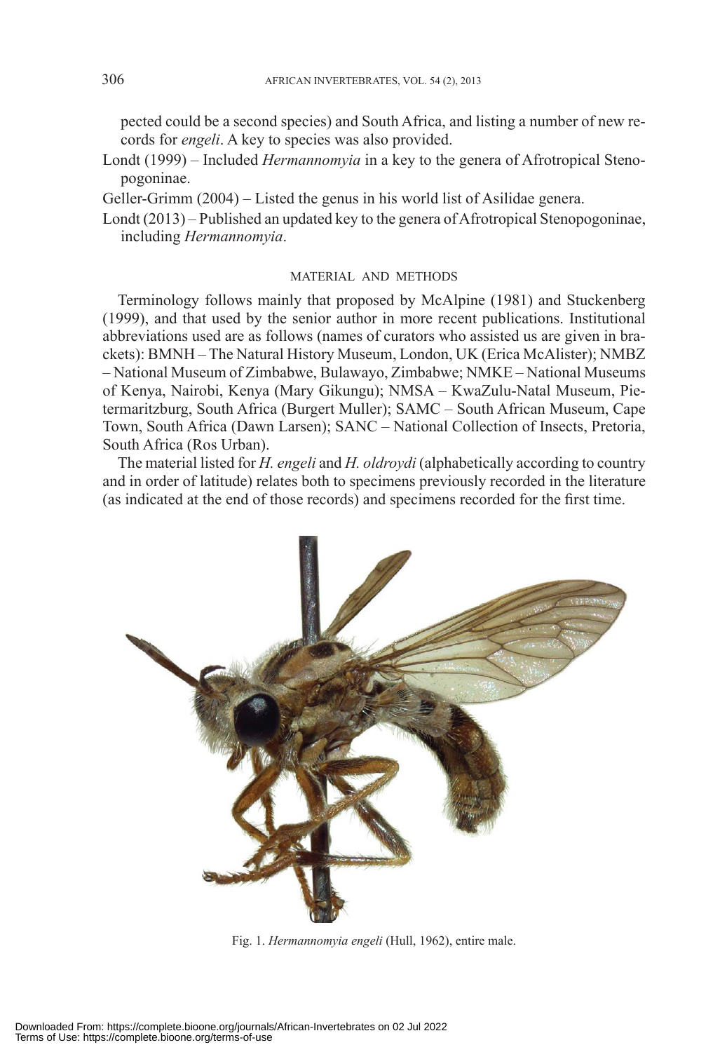pected could be a second species) and South Africa, and listing a number of new records for *engeli*. A key to species was also provided.

Londt (1999) – Included *Hermannomyia* in a key to the genera of Afrotropical Stenopogoninae.

Geller-Grimm (2004) – Listed the genus in his world list of Asilidae genera.

Londt (2013) – Published an updated key to the genera of Afrotropical Stenopogoninae, including *Hermannomyia*.

## MATERIAL AND METHODS

Terminology follows mainly that proposed by McAlpine (1981) and Stuckenberg (1999), and that used by the senior author in more recent publications. Institutional abbreviations used are as follows (names of curators who assisted us are given in brackets): BMNH – The Natural History Museum, London, UK (Erica McAlister); NMBZ – National Museum of Zimbabwe, Bulawayo, Zimbabwe; NMKE – National Museums of Kenya, Nairobi, Kenya (Mary Gikungu); NMSA – KwaZulu-Natal Museum, Pietermaritzburg, South Africa (Burgert Muller); SAMC – South African Museum, Cape Town, South Africa (Dawn Larsen); SANC – National Collection of Insects, Pretoria, South Africa (Ros Urban).

The material listed for *H. engeli* and *H. oldroydi* (alphabetically according to country and in order of latitude) relates both to specimens previously recorded in the literature (as indicated at the end of those records) and specimens recorded for the first time.

Fig. 1. *Hermannomyia engeli* (Hull, 1962), entire male.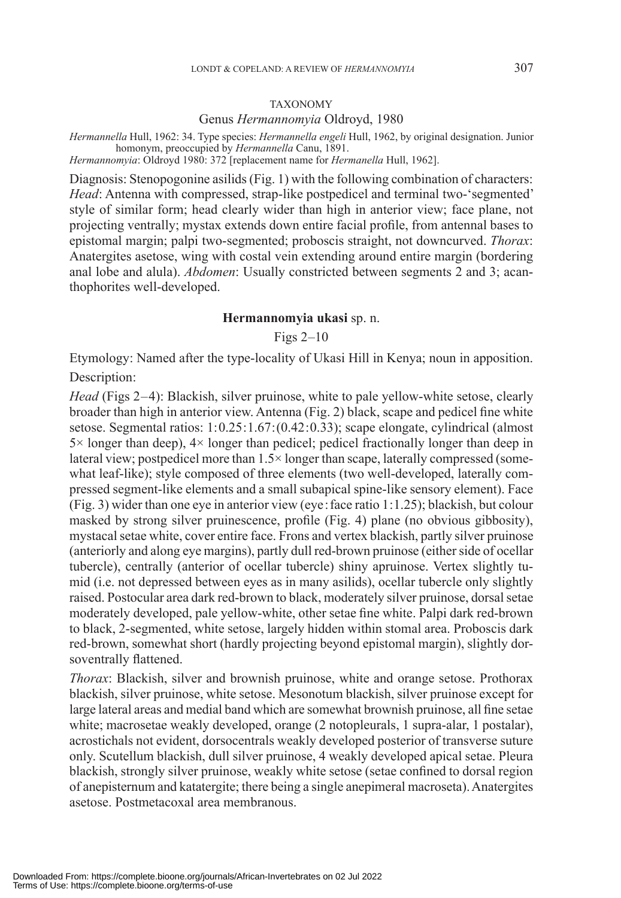## TAXONOMY

### Genus *Hermannomyia* Oldroyd, 1980

*Hermannella* Hull, 1962: 34. Type species: *Hermannella engeli* Hull, 1962, by original designation. Junior homonym, preoccupied by *Hermannella* Canu, 1891.
*Hermannomyia*: Oldroyd 1980: 372 [replacement name for *Hermanella* Hull, 1962].

Diagnosis: Stenopogonine asilids (Fig. 1) with the following combination of characters: *Head*: Antenna with compressed, strap-like postpedicel and terminal two-'segmented' style of similar form; head clearly wider than high in anterior view; face plane, not projecting ventrally; mystax extends down entire facial profile, from antennal bases to epistomal margin; palpi two-segmented; proboscis straight, not downcurved. *Thorax*: Anatergites asetose, wing with costal vein extending around entire margin (bordering anal lobe and alula). *Abdomen*: Usually constricted between segments 2 and 3; acanthophorites well-developed.

### Hermannomyia ukasi sp. n.

Figs 2–10

Etymology: Named after the type-locality of Ukasi Hill in Kenya; noun in apposition.

Description:

*Head* (Figs 2–4): Blackish, silver pruinose, white to pale yellow-white setose, clearly broader than high in anterior view. Antenna (Fig. 2) black, scape and pedicel fine white setose. Segmental ratios: 1:0.25:1.67:(0.42:0.33); scape elongate, cylindrical (almost 5× longer than deep), 4× longer than pedicel; pedicel fractionally longer than deep in lateral view; postpedicel more than 1.5× longer than scape, laterally compressed (somewhat leaf-like); style composed of three elements (two well-developed, laterally compressed segment-like elements and a small subapical spine-like sensory element). Face (Fig. 3) wider than one eye in anterior view (eye : face ratio 1:1.25); blackish, but colour masked by strong silver pruinescence, profile (Fig. 4) plane (no obvious gibbosity), mystacal setae white, cover entire face. Frons and vertex blackish, partly silver pruinose (anteriorly and along eye margins), partly dull red-brown pruinose (either side of ocellar tubercle), centrally (anterior of ocellar tubercle) shiny apruinose. Vertex slightly tumid (i.e. not depressed between eyes as in many asilids), ocellar tubercle only slightly raised. Postocular area dark red-brown to black, moderately silver pruinose, dorsal setae moderately developed, pale yellow-white, other setae fine white. Palpi dark red-brown to black, 2-segmented, white setose, largely hidden within stomal area. Proboscis dark red-brown, somewhat short (hardly projecting beyond epistomal margin), slightly dorsoventrally flattened.

*Thorax*: Blackish, silver and brownish pruinose, white and orange setose. Prothorax blackish, silver pruinose, white setose. Mesonotum blackish, silver pruinose except for large lateral areas and medial band which are somewhat brownish pruinose, all fine setae white; macrosetae weakly developed, orange (2 notopleurals, 1 supra-alar, 1 postalar), acrostichals not evident, dorsocentrals weakly developed posterior of transverse suture only. Scutellum blackish, dull silver pruinose, 4 weakly developed apical setae. Pleura blackish, strongly silver pruinose, weakly white setose (setae confined to dorsal region of anepisternum and katatergite; there being a single anepimeral macroseta). Anatergites asetose. Postmetacoxal area membranous.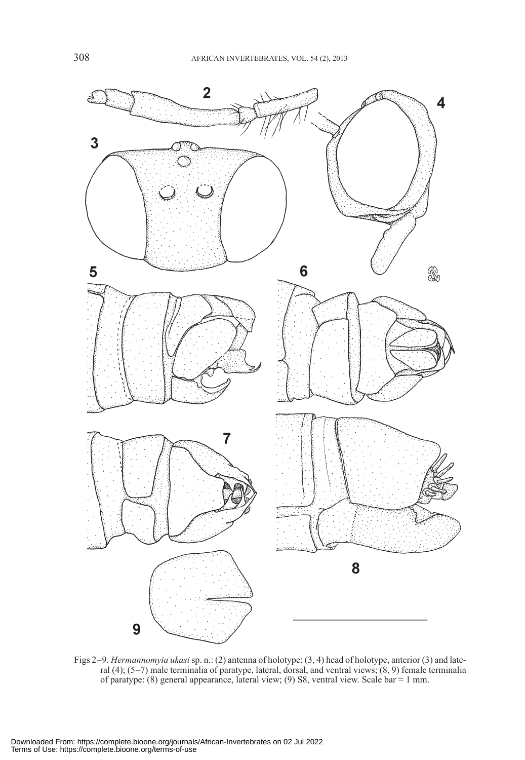Figs 2–9. *Hermannomyia ukasi* sp. n.: (2) antenna of holotype; (3, 4) head of holotype, anterior (3) and lateral (4); (5–7) male terminalia of paratype, lateral, dorsal, and ventral views; (8, 9) female terminalia of paratype: (8) general appearance, lateral view; (9) S8, ventral view. Scale bar = 1 mm.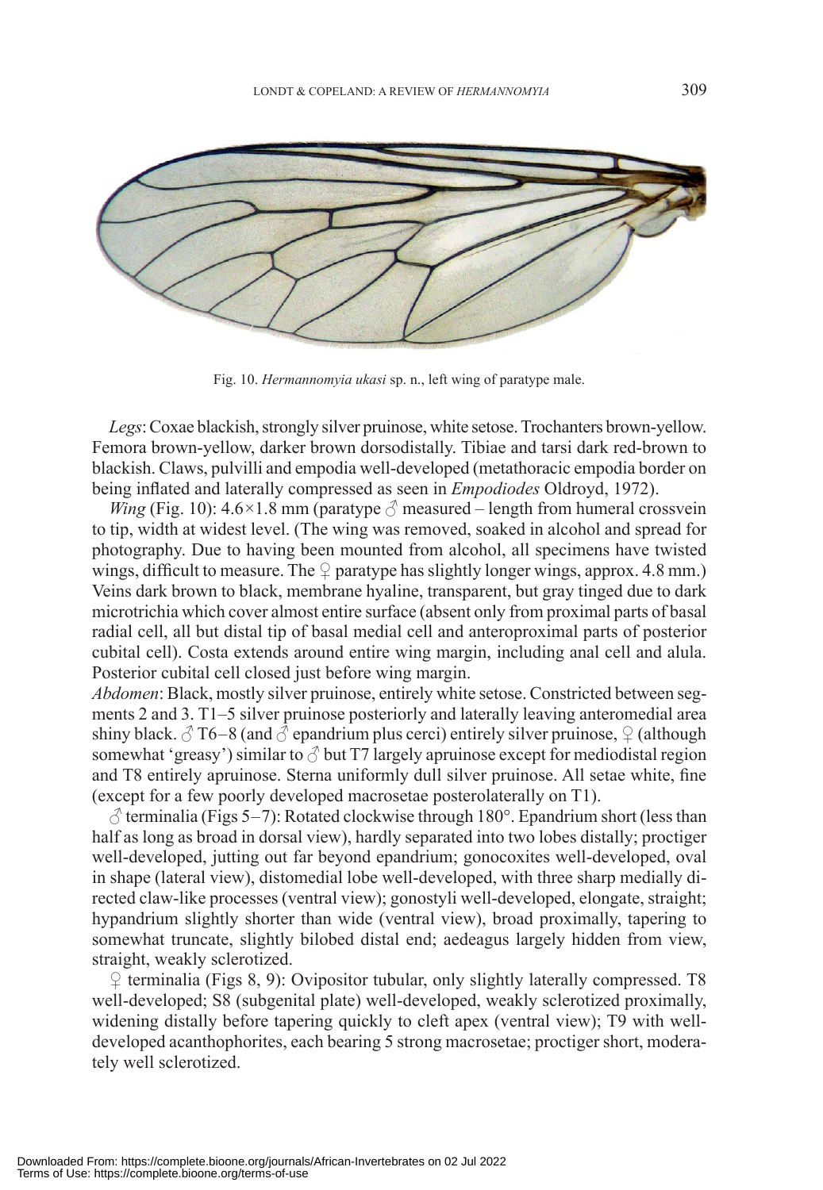Fig. 10. *Hermannomyia ukasi* sp. n., left wing of paratype male.

*Legs*: Coxae blackish, strongly silver pruinose, white setose. Trochanters brown-yellow. Femora brown-yellow, darker brown dorsodistally. Tibiae and tarsi dark red-brown to blackish. Claws, pulvilli and empodia well-developed (metathoracic empodia border on being inflated and laterally compressed as seen in *Empodiodes* Oldroyd, 1972).

*Wing* (Fig. 10): 4.6×1.8 mm (paratype ♂ measured – length from humeral crossvein to tip, width at widest level. (The wing was removed, soaked in alcohol and spread for photography. Due to having been mounted from alcohol, all specimens have twisted wings, difficult to measure. The ♀ paratype has slightly longer wings, approx. 4.8 mm.) Veins dark brown to black, membrane hyaline, transparent, but gray tinged due to dark microtrichia which cover almost entire surface (absent only from proximal parts of basal radial cell, all but distal tip of basal medial cell and anteroproximal parts of posterior cubital cell). Costa extends around entire wing margin, including anal cell and alula. Posterior cubital cell closed just before wing margin.

*Abdomen*: Black, mostly silver pruinose, entirely white setose. Constricted between segments 2 and 3. T1–5 silver pruinose posteriorly and laterally leaving anteromedial area shiny black. ♂ T6–8 (and ♂ epandrium plus cerci) entirely silver pruinose, ♀ (although somewhat 'greasy') similar to ♂ but T7 largely apruinose except for mediodistal region and T8 entirely apruinose. Sterna uniformly dull silver pruinose. All setae white, fine (except for a few poorly developed macrosetae posterolaterally on T1).

♂ terminalia (Figs 5–7): Rotated clockwise through 180°. Epandrium short (less than half as long as broad in dorsal view), hardly separated into two lobes distally; proctiger well-developed, jutting out far beyond epandrium; gonocoxites well-developed, oval in shape (lateral view), distomedial lobe well-developed, with three sharp medially directed claw-like processes (ventral view); gonostyli well-developed, elongate, straight; hypandrium slightly shorter than wide (ventral view), broad proximally, tapering to somewhat truncate, slightly bilobed distal end; aedeagus largely hidden from view, straight, weakly sclerotized.

♀ terminalia (Figs 8, 9): Ovipositor tubular, only slightly laterally compressed. T8 well-developed; S8 (subgenital plate) well-developed, weakly sclerotized proximally, widening distally before tapering quickly to cleft apex (ventral view); T9 with well-developed acanthophorites, each bearing 5 strong macrosetae; proctiger short, moderately well sclerotized.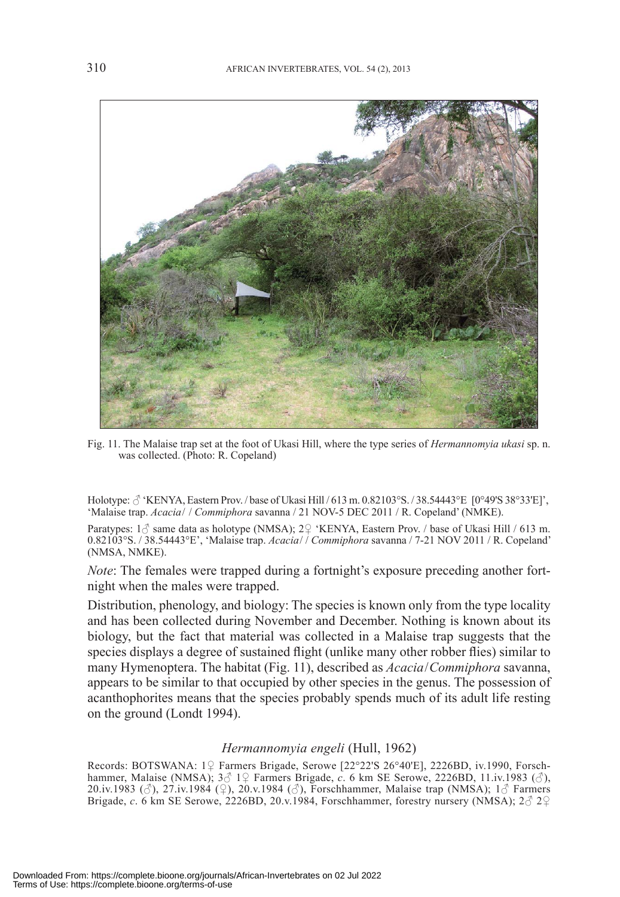Fig. 11. The Malaise trap set at the foot of Ukasi Hill, where the type series of *Hermannomyia ukasi* sp. n. was collected. (Photo: R. Copeland)

Holotype: ♂ 'KENYA, Eastern Prov. / base of Ukasi Hill / 613 m. 0.82103°S. / 38.54443°E [0°49'S 38°33'E]', 'Malaise trap. *Acacia*/ / *Commiphora* savanna / 21 NOV-5 DEC 2011 / R. Copeland' (NMKE).

Paratypes: 1♂ same data as holotype (NMSA); 2♀ 'KENYA, Eastern Prov. / base of Ukasi Hill / 613 m. 0.82103°S. / 38.54443°E', 'Malaise trap. *Acacia*/ / *Commiphora* savanna / 7-21 NOV 2011 / R. Copeland' (NMSA, NMKE).

*Note*: The females were trapped during a fortnight's exposure preceding another fortnight when the males were trapped.

Distribution, phenology, and biology: The species is known only from the type locality and has been collected during November and December. Nothing is known about its biology, but the fact that material was collected in a Malaise trap suggests that the species displays a degree of sustained flight (unlike many other robber flies) similar to many Hymenoptera. The habitat (Fig. 11), described as *Acacia*/*Commiphora* savanna, appears to be similar to that occupied by other species in the genus. The possession of acanthophorites means that the species probably spends much of its adult life resting on the ground (Londt 1994).

### *Hermannomyia engeli* (Hull, 1962)

Records: BOTSWANA: 1♀ Farmers Brigade, Serowe [22°22'S 26°40'E], 2226BD, iv.1990, Forschhammer, Malaise (NMSA); 3♂ 1♀ Farmers Brigade, *c*. 6 km SE Serowe, 2226BD, 11.iv.1983 (♂), 20.iv.1983 (♂), 27.iv.1984 (♀), 20.v.1984 (♂), Forschhammer, Malaise trap (NMSA); 1♂ Farmers Brigade, *c*. 6 km SE Serowe, 2226BD, 20.v.1984, Forschhammer, forestry nursery (NMSA); 2♂ 2♀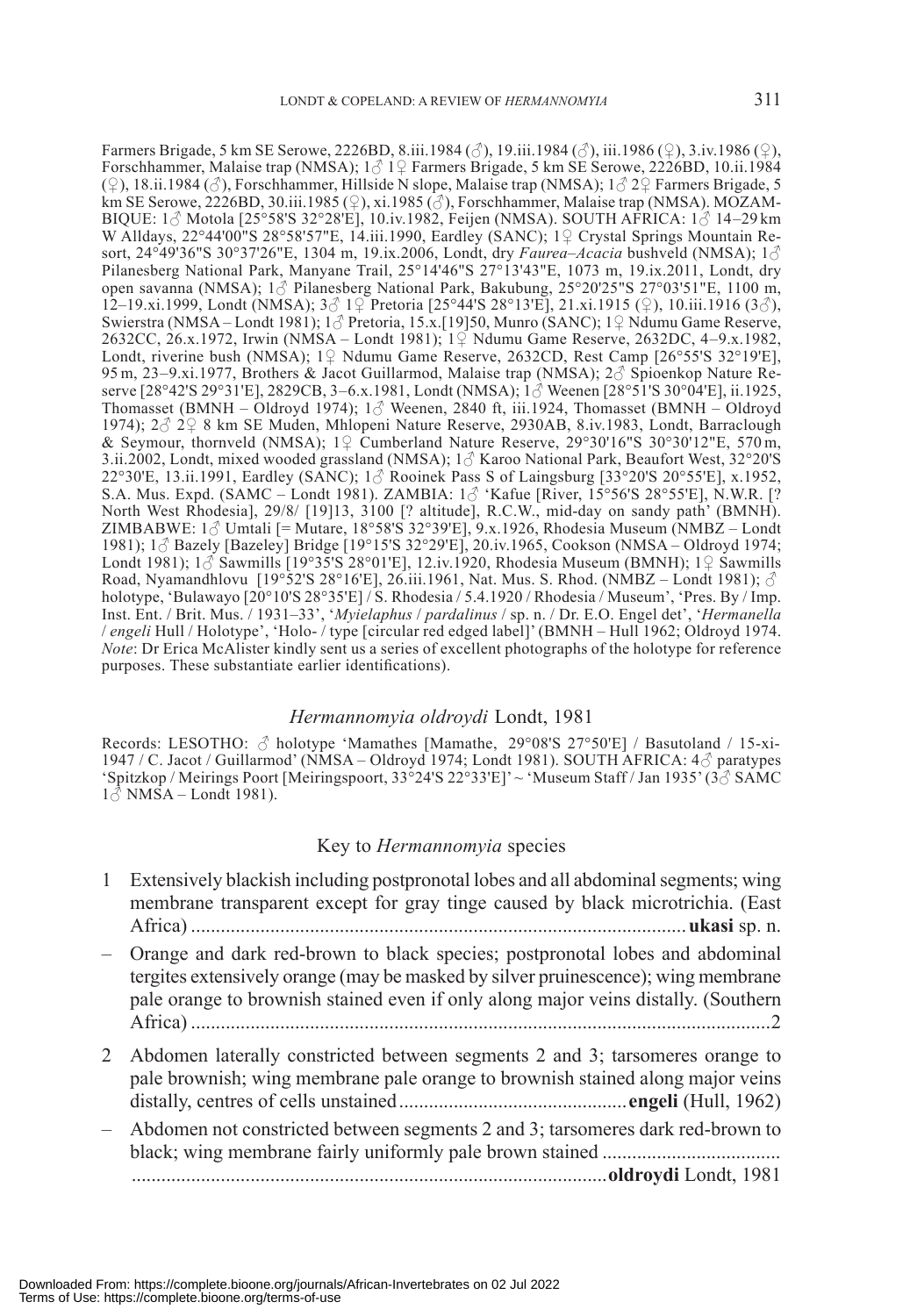Farmers Brigade, 5 km SE Serowe, 2226BD, 8.iii.1984 (♂), 19.iii.1984 (♂), iii.1986 (♀), 3.iv.1986 (♀), Forschhammer, Malaise trap (NMSA); 1♂ 1♀ Farmers Brigade, 5 km SE Serowe, 2226BD, 10.ii.1984 (♀), 18.ii.1984 (♂), Forschhammer, Hillside N slope, Malaise trap (NMSA); 1♂ 2♀ Farmers Brigade, 5 km SE Serowe, 2226BD, 30.iii.1985 (♀), xi.1985 (♂), Forschhammer, Malaise trap (NMSA). MOZAMBIQUE: 1♂ Motola [25°58'S 32°28'E], 10.iv.1982, Feijen (NMSA). SOUTH AFRICA: 1♂ 14–29 km W Alldays, 22°44'00"S 28°58'57"E, 14.iii.1990, Eardley (SANC); 1♀ Crystal Springs Mountain Resort, 24°49'36"S 30°37'26"E, 1304 m, 19.ix.2006, Londt, dry *Faurea–Acacia* bushveld (NMSA); 1♂ Pilanesberg National Park, Manyane Trail, 25°14'46"S 27°13'43"E, 1073 m, 19.ix.2011, Londt, dry open savanna (NMSA); 1♂ Pilanesberg National Park, Bakubung, 25°20'25"S 27°03'51"E, 1100 m, 12–19.xi.1999, Londt (NMSA); 3♂ 1♀ Pretoria [25°44'S 28°13'E], 21.xi.1915 (♀), 10.iii.1916 (3♂), Swierstra (NMSA – Londt 1981); 1♂ Pretoria, 15.x.[19]50, Munro (SANC); 1♀ Ndumu Game Reserve, 2632CC, 26.x.1972, Irwin (NMSA – Londt 1981); 1♀ Ndumu Game Reserve, 2632DC, 4–9.x.1982, Londt, riverine bush (NMSA); 1♀ Ndumu Game Reserve, 2632CD, Rest Camp [26°55'S 32°19'E], 95 m, 23–9.xi.1977, Brothers & Jacot Guillarmod, Malaise trap (NMSA); 2♂ Spioenkop Nature Reserve [28°42'S 29°31'E], 2829CB, 3–6.x.1981, Londt (NMSA); 1♂ Weenen [28°51'S 30°04'E], ii.1925, Thomasset (BMNH – Oldroyd 1974); 1♂ Weenen, 2840 ft, iii.1924, Thomasset (BMNH – Oldroyd 1974); 2♂ 2♀ 8 km SE Muden, Mhlopeni Nature Reserve, 2930AB, 8.iv.1983, Londt, Barraclough & Seymour, thornveld (NMSA); 1♀ Cumberland Nature Reserve, 29°30'16"S 30°30'12"E, 570 m, 3.ii.2002, Londt, mixed wooded grassland (NMSA); 1♂ Karoo National Park, Beaufort West, 32°20'S 22°30'E, 13.ii.1991, Eardley (SANC); 1♂ Rooinek Pass S of Laingsburg [33°20'S 20°55'E], x.1952, S.A. Mus. Expd. (SAMC – Londt 1981). ZAMBIA: 1♂ 'Kafue [River, 15°56'S 28°55'E], N.W.R. [? North West Rhodesia], 29/8/ [19]13, 3100 [? altitude], R.C.W., mid-day on sandy path' (BMNH). ZIMBABWE: 1♂ Umtali [= Mutare, 18°58'S 32°39'E], 9.x.1926, Rhodesia Museum (NMBZ – Londt 1981); 1♂ Bazely [Bazeley] Bridge [19°15'S 32°29'E], 20.iv.1965, Cookson (NMSA – Oldroyd 1974; Londt 1981); 1♂ Sawmills [19°35'S 28°01'E], 12.iv.1920, Rhodesia Museum (BMNH); 1♀ Sawmills Road, Nyamandhlovu [19°52'S 28°16'E], 26.iii.1961, Nat. Mus. S. Rhod. (NMBZ – Londt 1981); ♂ holotype, 'Bulawayo [20°10'S 28°35'E] / S. Rhodesia / 5.4.1920 / Rhodesia / Museum', 'Pres. By / Imp. Inst. Ent. / Brit. Mus. / 1931–33', '*Myielaphus* / *pardalinus* / sp. n. / Dr. E.O. Engel det', '*Hermanella* / *engeli* Hull / Holotype', 'Holo- / type [circular red edged label]' (BMNH – Hull 1962; Oldroyd 1974. *Note*: Dr Erica McAlister kindly sent us a series of excellent photographs of the holotype for reference purposes. These substantiate earlier identifications).

## *Hermannomyia oldroydi* Londt, 1981

Records: LESOTHO: ♂ holotype 'Mamathes [Mamathe, 29°08'S 27°50'E] / Basutoland / 15-xi-1947 / C. Jacot / Guillarmod' (NMSA – Oldroyd 1974; Londt 1981). SOUTH AFRICA: 4♂ paratypes 'Spitzkop / Meirings Poort [Meiringspoort, 33°24'S 22°33'E]' ~ 'Museum Staff / Jan 1935' (3♂ SAMC 1♂ NMSA – Londt 1981).

## Key to *Hermannomyia* species

1 Extensively blackish including postpronotal lobes and all abdominal segments; wing membrane transparent except for gray tinge caused by black microtrichia. (East Africa) .......... **ukasi** sp. n.

– Orange and dark red-brown to black species; postpronotal lobes and abdominal tergites extensively orange (may be masked by silver pruinescence); wing membrane pale orange to brownish stained even if only along major veins distally. (Southern Africa) .......... 2

2 Abdomen laterally constricted between segments 2 and 3; tarsomeres orange to pale brownish; wing membrane pale orange to brownish stained along major veins distally, centres of cells unstained .......... **engeli** (Hull, 1962)

– Abdomen not constricted between segments 2 and 3; tarsomeres dark red-brown to black; wing membrane fairly uniformly pale brown stained .......... **oldroydi** Londt, 1981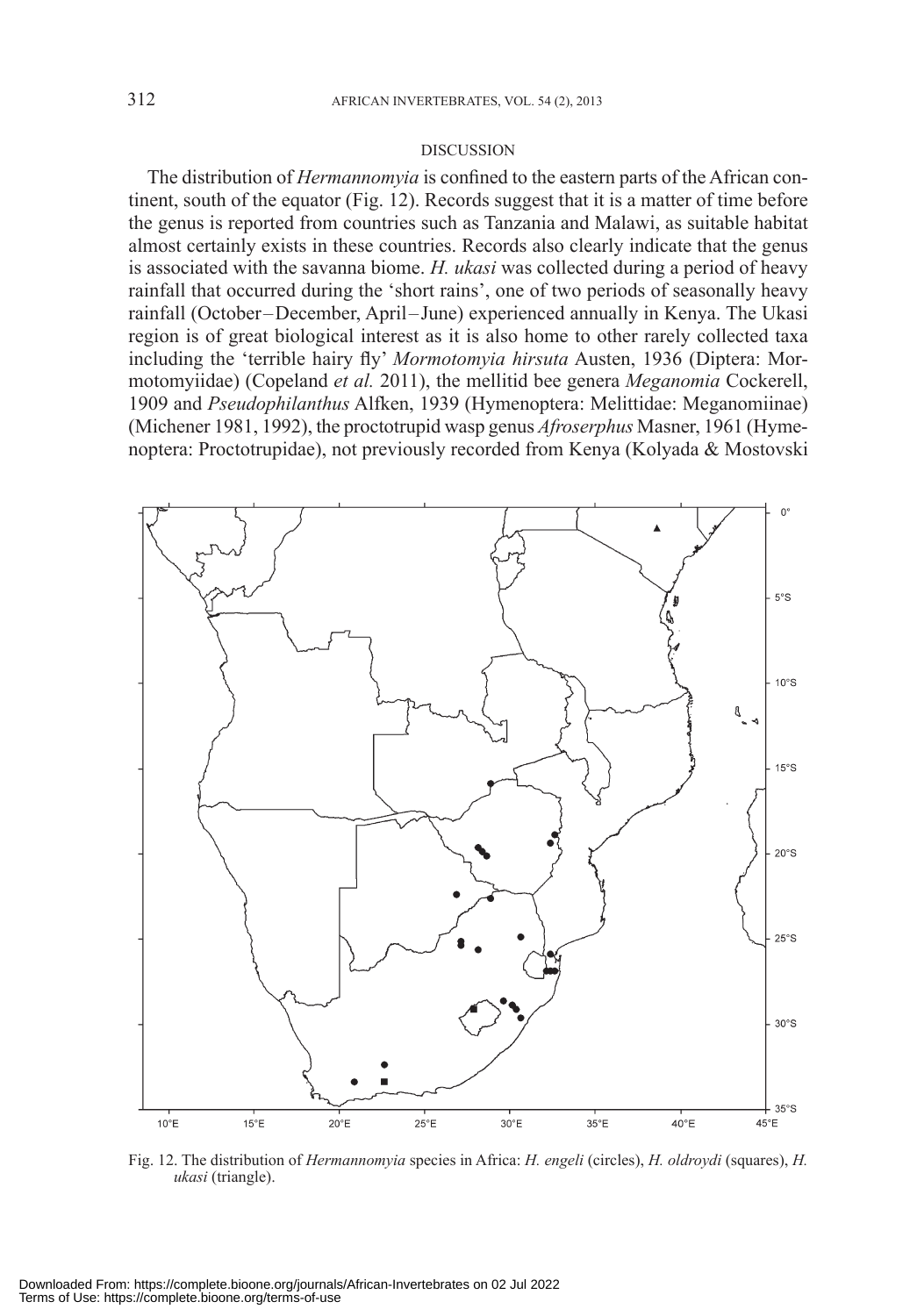## DISCUSSION

The distribution of *Hermannomyia* is confined to the eastern parts of the African continent, south of the equator (Fig. 12). Records suggest that it is a matter of time before the genus is reported from countries such as Tanzania and Malawi, as suitable habitat almost certainly exists in these countries. Records also clearly indicate that the genus is associated with the savanna biome. *H. ukasi* was collected during a period of heavy rainfall that occurred during the 'short rains', one of two periods of seasonally heavy rainfall (October–December, April–June) experienced annually in Kenya. The Ukasi region is of great biological interest as it is also home to other rarely collected taxa including the 'terrible hairy fly' *Mormotomyia hirsuta* Austen, 1936 (Diptera: Mormotomyiidae) (Copeland *et al.* 2011), the mellitid bee genera *Meganomia* Cockerell, 1909 and *Pseudophilanthus* Alfken, 1939 (Hymenoptera: Melittidae: Meganomiinae) (Michener 1981, 1992), the proctotrupid wasp genus *Afroserphus* Masner, 1961 (Hymenoptera: Proctotrupidae), not previously recorded from Kenya (Kolyada & Mostovski

0°
5°S
10°S
15°S
20°S
25°S
30°S
35°S
10°E
15°E
20°E
25°E
30°E
35°E
40°E
45°E

Fig. 12. The distribution of *Hermannomyia* species in Africa: *H. engeli* (circles), *H. oldroydi* (squares), *H. ukasi* (triangle).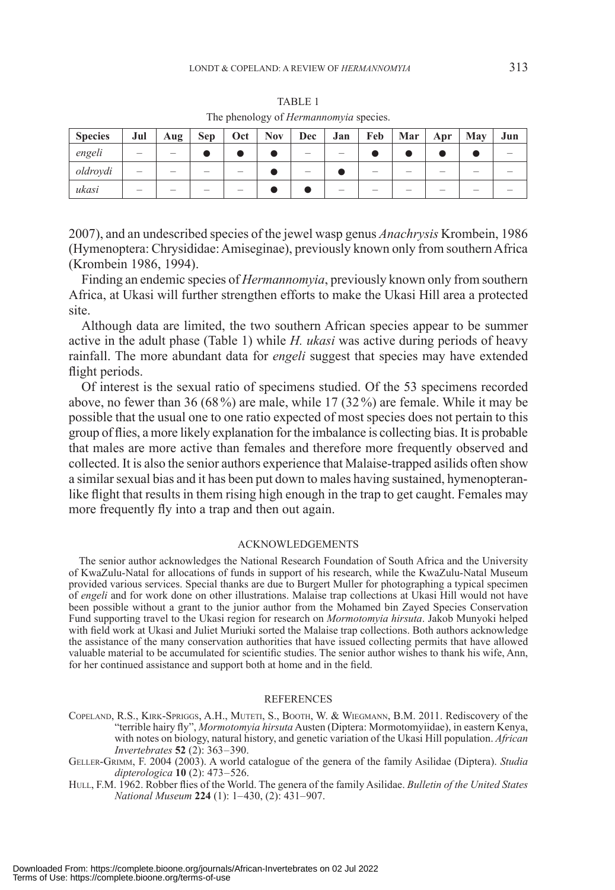TABLE 1
The phenology of *Hermannomyia* species.

| Species | Jul | Aug | Sep | Oct | Nov | Dec | Jan | Feb | Mar | Apr | May | Jun |
|---|---|---|---|---|---|---|---|---|---|---|---|---|
| *engeli* | – | – | ● | ● | ● | – | – | ● | ● | ● | ● | – |
| *oldroydi* | – | – | – | – | ● | – | ● | – | – | – | – | – |
| *ukasi* | – | – | – | – | ● | ● | – | – | – | – | – | – |

2007), and an undescribed species of the jewel wasp genus *Anachrysis* Krombein, 1986 (Hymenoptera: Chrysididae: Amiseginae), previously known only from southern Africa (Krombein 1986, 1994).

Finding an endemic species of *Hermannomyia*, previously known only from southern Africa, at Ukasi will further strengthen efforts to make the Ukasi Hill area a protected site.

Although data are limited, the two southern African species appear to be summer active in the adult phase (Table 1) while *H. ukasi* was active during periods of heavy rainfall. The more abundant data for *engeli* suggest that species may have extended flight periods.

Of interest is the sexual ratio of specimens studied. Of the 53 specimens recorded above, no fewer than 36 (68 %) are male, while 17 (32 %) are female. While it may be possible that the usual one to one ratio expected of most species does not pertain to this group of flies, a more likely explanation for the imbalance is collecting bias. It is probable that males are more active than females and therefore more frequently observed and collected. It is also the senior authors experience that Malaise-trapped asilids often show a similar sexual bias and it has been put down to males having sustained, hymenopteran-like flight that results in them rising high enough in the trap to get caught. Females may more frequently fly into a trap and then out again.

## ACKNOWLEDGEMENTS

The senior author acknowledges the National Research Foundation of South Africa and the University of KwaZulu-Natal for allocations of funds in support of his research, while the KwaZulu-Natal Museum provided various services. Special thanks are due to Burgert Muller for photographing a typical specimen of *engeli* and for work done on other illustrations. Malaise trap collections at Ukasi Hill would not have been possible without a grant to the junior author from the Mohamed bin Zayed Species Conservation Fund supporting travel to the Ukasi region for research on *Mormotomyia hirsuta*. Jakob Munyoki helped with field work at Ukasi and Juliet Muriuki sorted the Malaise trap collections. Both authors acknowledge the assistance of the many conservation authorities that have issued collecting permits that have allowed valuable material to be accumulated for scientific studies. The senior author wishes to thank his wife, Ann, for her continued assistance and support both at home and in the field.

## REFERENCES

Copeland, R.S., Kirk-Spriggs, A.H., Muteti, S., Booth, W. & Wiegmann, B.M. 2011. Rediscovery of the "terrible hairy fly", *Mormotomyia hirsuta* Austen (Diptera: Mormotomyiidae), in eastern Kenya, with notes on biology, natural history, and genetic variation of the Ukasi Hill population. *African Invertebrates* **52** (2): 363–390.

Geller-Grimm, F. 2004 (2003). A world catalogue of the genera of the family Asilidae (Diptera). *Studia dipterologica* **10** (2): 473–526.

Hull, F.M. 1962. Robber flies of the World. The genera of the family Asilidae. *Bulletin of the United States National Museum* **224** (1): 1–430, (2): 431–907.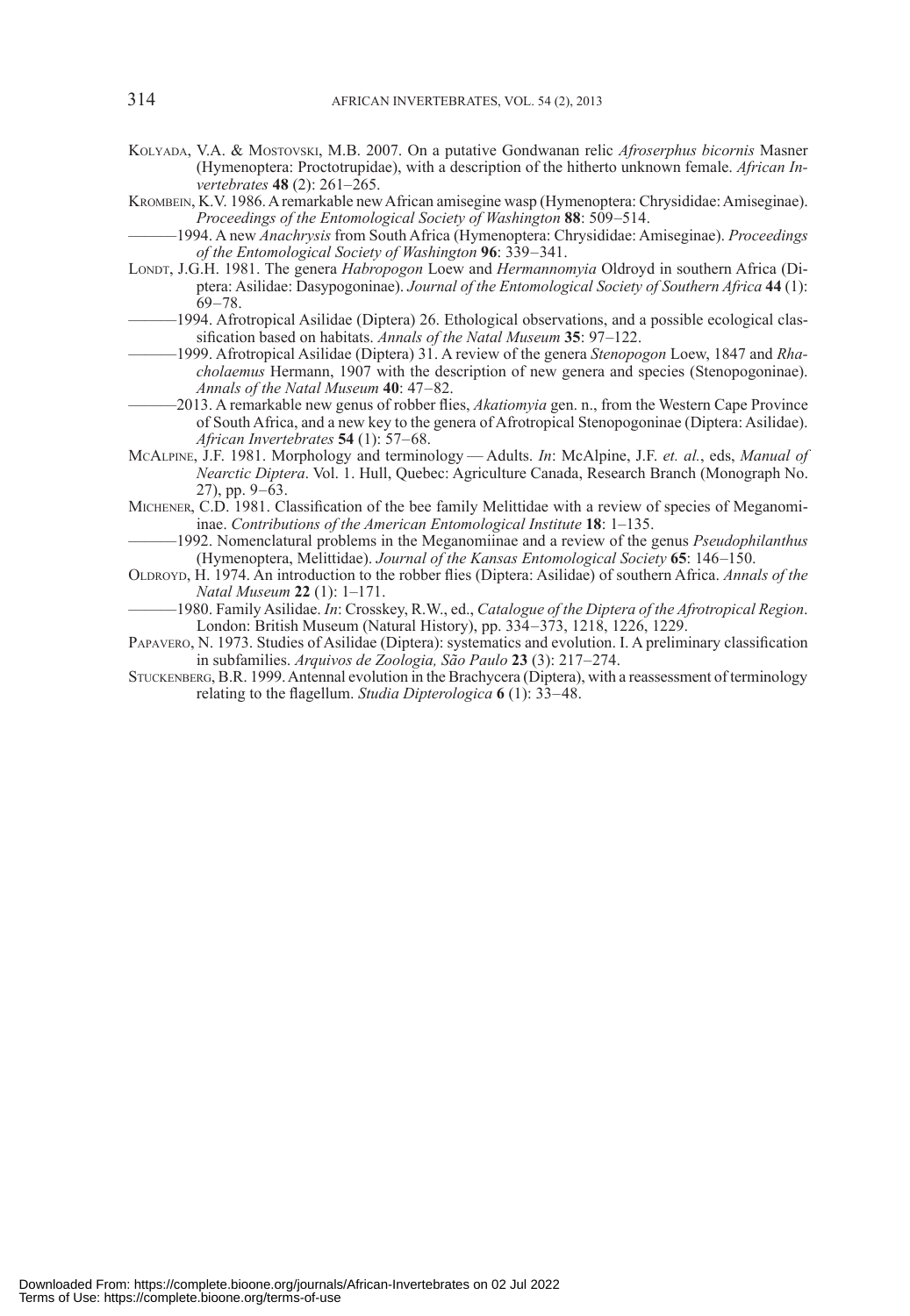Kolyada, V.A. & Mostovski, M.B. 2007. On a putative Gondwanan relic *Afroserphus bicornis* Masner (Hymenoptera: Proctotrupidae), with a description of the hitherto unknown female. *African Invertebrates* **48** (2): 261–265.

Krombein, K.V. 1986. A remarkable new African amisegine wasp (Hymenoptera: Chrysididae: Amiseginae). *Proceedings of the Entomological Society of Washington* **88**: 509–514.

———1994. A new *Anachrysis* from South Africa (Hymenoptera: Chrysididae: Amiseginae). *Proceedings of the Entomological Society of Washington* **96**: 339–341.

Londt, J.G.H. 1981. The genera *Habropogon* Loew and *Hermannomyia* Oldroyd in southern Africa (Diptera: Asilidae: Dasypogoninae). *Journal of the Entomological Society of Southern Africa* **44** (1): 69–78.

———1994. Afrotropical Asilidae (Diptera) 26. Ethological observations, and a possible ecological classification based on habitats. *Annals of the Natal Museum* **35**: 97–122.

———1999. Afrotropical Asilidae (Diptera) 31. A review of the genera *Stenopogon* Loew, 1847 and *Rhacholaemus* Hermann, 1907 with the description of new genera and species (Stenopogoninae). *Annals of the Natal Museum* **40**: 47–82.

———2013. A remarkable new genus of robber flies, *Akatiomyia* gen. n., from the Western Cape Province of South Africa, and a new key to the genera of Afrotropical Stenopogoninae (Diptera: Asilidae). *African Invertebrates* **54** (1): 57–68.

McAlpine, J.F. 1981. Morphology and terminology — Adults. *In*: McAlpine, J.F. *et. al.*, eds, *Manual of Nearctic Diptera*. Vol. 1. Hull, Quebec: Agriculture Canada, Research Branch (Monograph No. 27), pp. 9–63.

Michener, C.D. 1981. Classification of the bee family Melittidae with a review of species of Meganomiinae. *Contributions of the American Entomological Institute* **18**: 1–135.

———1992. Nomenclatural problems in the Meganomiinae and a review of the genus *Pseudophilanthus* (Hymenoptera, Melittidae). *Journal of the Kansas Entomological Society* **65**: 146–150.

Oldroyd, H. 1974. An introduction to the robber flies (Diptera: Asilidae) of southern Africa. *Annals of the Natal Museum* **22** (1): 1–171.

———1980. Family Asilidae. *In*: Crosskey, R.W., ed., *Catalogue of the Diptera of the Afrotropical Region*. London: British Museum (Natural History), pp. 334–373, 1218, 1226, 1229.

Papavero, N. 1973. Studies of Asilidae (Diptera): systematics and evolution. I. A preliminary classification in subfamilies. *Arquivos de Zoologia, São Paulo* **23** (3): 217–274.

Stuckenberg, B.R. 1999. Antennal evolution in the Brachycera (Diptera), with a reassessment of terminology relating to the flagellum. *Studia Dipterologica* **6** (1): 33–48.